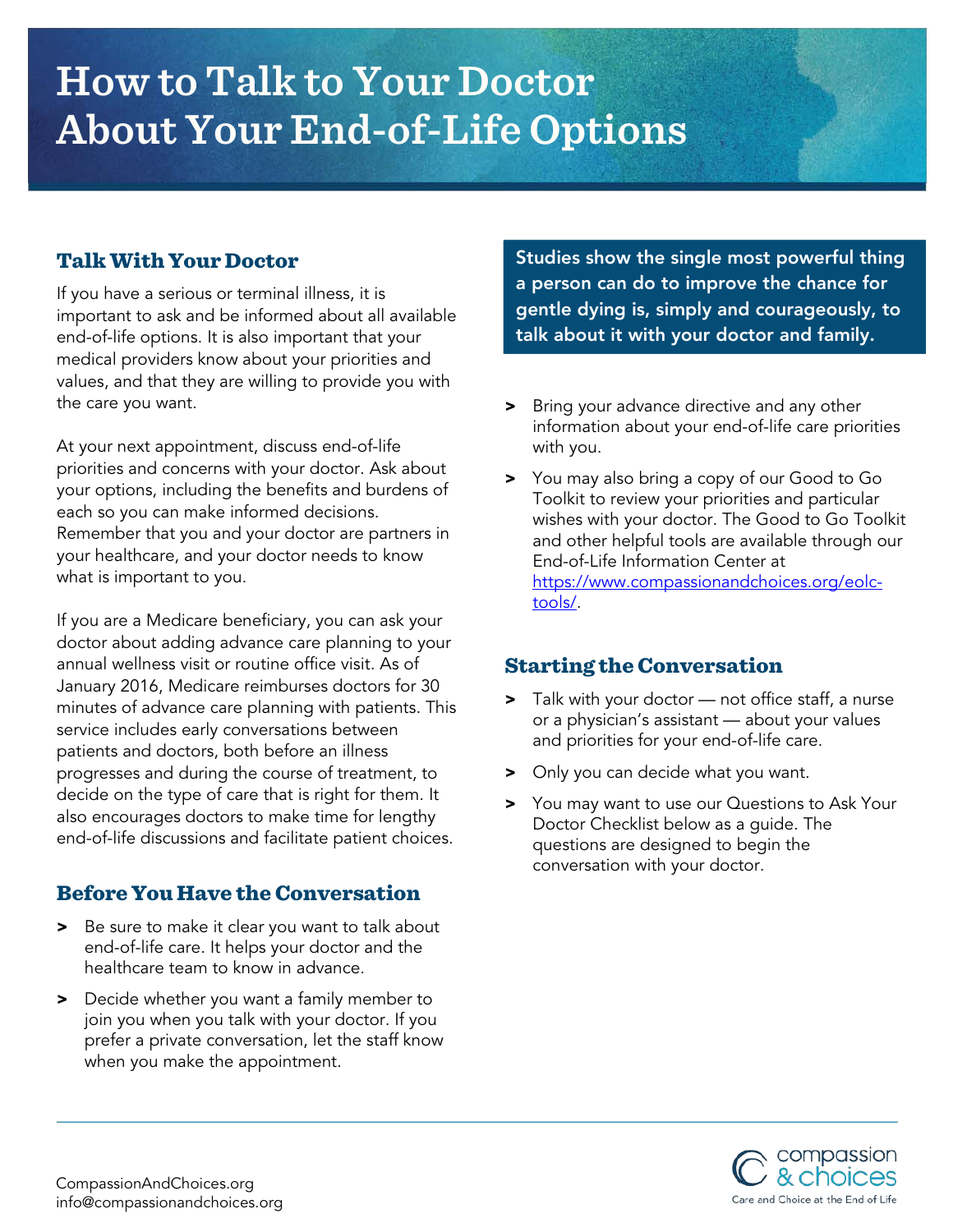# How to Talk to Your Doctor About Your End-of-Life Options

## Talk With Your Doctor

If you have a serious or terminal illness, it is important to ask and be informed about all available end-of-life options. It is also important that your medical providers know about your priorities and values, and that they are willing to provide you with the care you want.

At your next appointment, discuss end-of-life priorities and concerns with your doctor. Ask about your options, including the benefits and burdens of each so you can make informed decisions. Remember that you and your doctor are partners in your healthcare, and your doctor needs to know what is important to you.

If you are a Medicare beneficiary, you can ask your doctor about adding advance care planning to your annual wellness visit or routine office visit. As of January 2016, Medicare reimburses doctors for 30 minutes of advance care planning with patients. This service includes early conversations between patients and doctors, both before an illness progresses and during the course of treatment, to decide on the type of care that is right for them. It also encourages doctors to make time for lengthy end-of-life discussions and facilitate patient choices.

## Before You Have the Conversation

- Be sure to make it clear you want to talk about end-of-life care. It helps your doctor and the healthcare team to know in advance.
- Decide whether you want a family member to join you when you talk with your doctor. If you prefer a private conversation, let the staff know when you make the appointment.

**Studies show the single most powerful thing a person can do to improve the chance for gentle dying is, simply and courageously, to talk about it with your doctor and family.**

- Bring your advance directive and any other information about your end-of-life care priorities with you.
- You may also bring a copy of our Good to Go Toolkit to review your priorities and particular wishes with your doctor. The Good to Go Toolkit and other helpful tools are available through our End-of-Life Information Center at https://www.compassionandchoices.org/eolc-tools/.

## Starting the Conversation

- Talk with your doctor — not office staff, a nurse or a physician's assistant — about your values and priorities for your end-of-life care.
- Only you can decide what you want.
- You may want to use our Questions to Ask Your Doctor Checklist below as a guide. The questions are designed to begin the conversation with your doctor.

CompassionAndChoices.org
info@compassionandchoices.org

compassion & choices
Care and Choice at the End of Life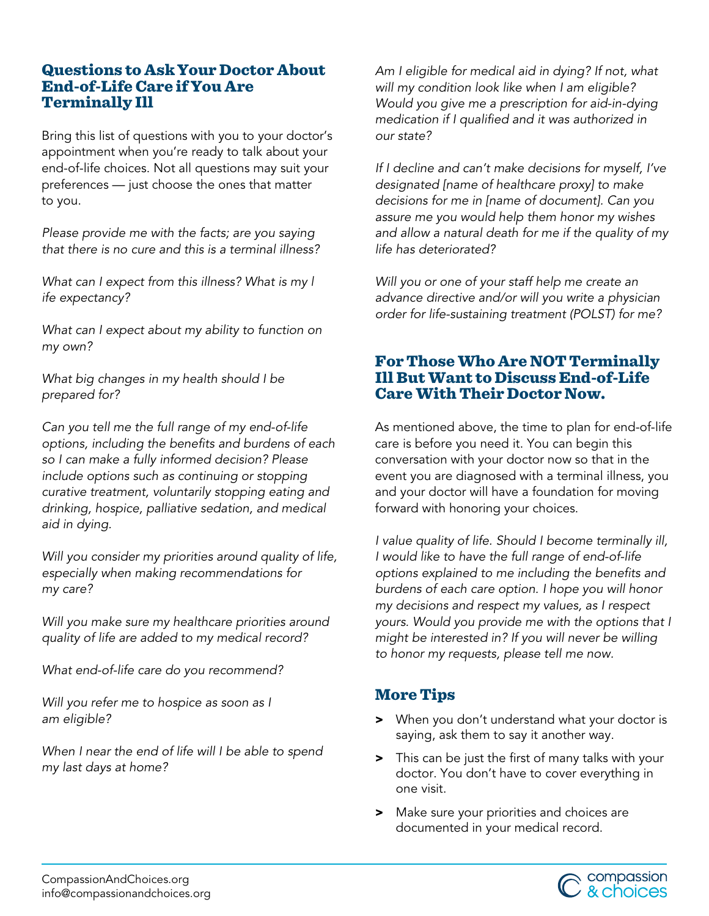## Questions to Ask Your Doctor About End-of-Life Care if You Are Terminally Ill

Bring this list of questions with you to your doctor's appointment when you're ready to talk about your end-of-life choices. Not all questions may suit your preferences — just choose the ones that matter to you.

*Please provide me with the facts; are you saying that there is no cure and this is a terminal illness?*

*What can I expect from this illness? What is my life expectancy?*

*What can I expect about my ability to function on my own?*

*What big changes in my health should I be prepared for?*

*Can you tell me the full range of my end-of-life options, including the benefits and burdens of each so I can make a fully informed decision? Please include options such as continuing or stopping curative treatment, voluntarily stopping eating and drinking, hospice, palliative sedation, and medical aid in dying.*

*Will you consider my priorities around quality of life, especially when making recommendations for my care?*

*Will you make sure my healthcare priorities around quality of life are added to my medical record?*

*What end-of-life care do you recommend?*

*Will you refer me to hospice as soon as I am eligible?*

*When I near the end of life will I be able to spend my last days at home?*

*Am I eligible for medical aid in dying? If not, what will my condition look like when I am eligible? Would you give me a prescription for aid-in-dying medication if I qualified and it was authorized in our state?*

*If I decline and can't make decisions for myself, I've designated [name of healthcare proxy] to make decisions for me in [name of document]. Can you assure me you would help them honor my wishes and allow a natural death for me if the quality of my life has deteriorated?*

*Will you or one of your staff help me create an advance directive and/or will you write a physician order for life-sustaining treatment (POLST) for me?*

## For Those Who Are NOT Terminally Ill But Want to Discuss End-of-Life Care With Their Doctor Now.

As mentioned above, the time to plan for end-of-life care is before you need it. You can begin this conversation with your doctor now so that in the event you are diagnosed with a terminal illness, you and your doctor will have a foundation for moving forward with honoring your choices.

*I value quality of life. Should I become terminally ill, I would like to have the full range of end-of-life options explained to me including the benefits and burdens of each care option. I hope you will honor my decisions and respect my values, as I respect yours. Would you provide me with the options that I might be interested in? If you will never be willing to honor my requests, please tell me now.*

## More Tips

- When you don't understand what your doctor is saying, ask them to say it another way.
- This can be just the first of many talks with your doctor. You don't have to cover everything in one visit.
- Make sure your priorities and choices are documented in your medical record.

CompassionAndChoices.org
info@compassionandchoices.org

compassion & choices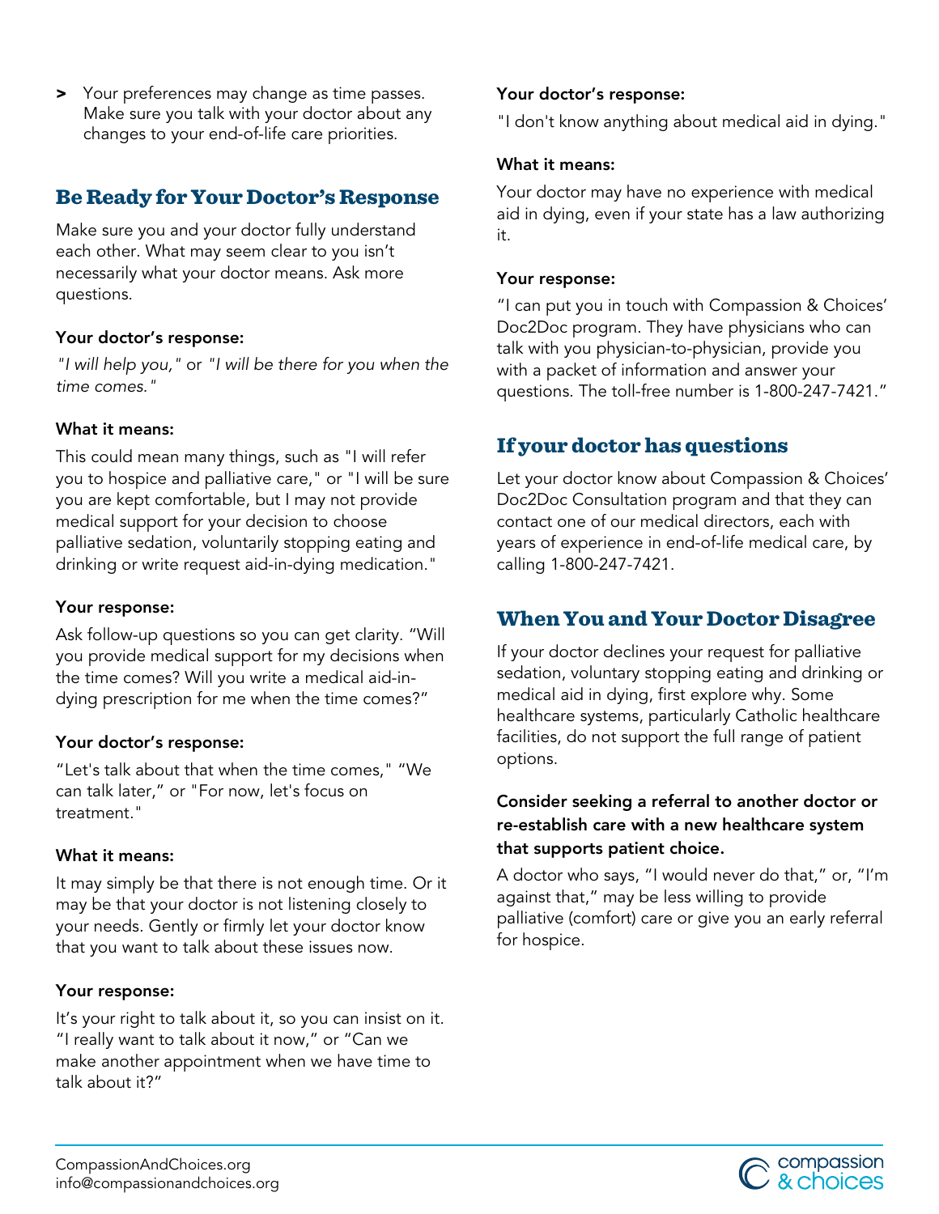> Your preferences may change as time passes. Make sure you talk with your doctor about any changes to your end-of-life care priorities.

## Be Ready for Your Doctor's Response

Make sure you and your doctor fully understand each other. What may seem clear to you isn't necessarily what your doctor means. Ask more questions.

**Your doctor's response:**

*"I will help you,"* or *"I will be there for you when the time comes."*

**What it means:**

This could mean many things, such as "I will refer you to hospice and palliative care," or "I will be sure you are kept comfortable, but I may not provide medical support for your decision to choose palliative sedation, voluntarily stopping eating and drinking or write request aid-in-dying medication."

**Your response:**

Ask follow-up questions so you can get clarity. "Will you provide medical support for my decisions when the time comes? Will you write a medical aid-in-dying prescription for me when the time comes?"

**Your doctor's response:**

"Let's talk about that when the time comes," "We can talk later," or "For now, let's focus on treatment."

**What it means:**

It may simply be that there is not enough time. Or it may be that your doctor is not listening closely to your needs. Gently or firmly let your doctor know that you want to talk about these issues now.

**Your response:**

It's your right to talk about it, so you can insist on it. "I really want to talk about it now," or "Can we make another appointment when we have time to talk about it?"

**Your doctor's response:**

"I don't know anything about medical aid in dying."

**What it means:**

Your doctor may have no experience with medical aid in dying, even if your state has a law authorizing it.

**Your response:**

"I can put you in touch with Compassion & Choices' Doc2Doc program. They have physicians who can talk with you physician-to-physician, provide you with a packet of information and answer your questions. The toll-free number is 1-800-247-7421."

## If your doctor has questions

Let your doctor know about Compassion & Choices' Doc2Doc Consultation program and that they can contact one of our medical directors, each with years of experience in end-of-life medical care, by calling 1-800-247-7421.

## When You and Your Doctor Disagree

If your doctor declines your request for palliative sedation, voluntary stopping eating and drinking or medical aid in dying, first explore why. Some healthcare systems, particularly Catholic healthcare facilities, do not support the full range of patient options.

**Consider seeking a referral to another doctor or re-establish care with a new healthcare system that supports patient choice.**

A doctor who says, "I would never do that," or, "I'm against that," may be less willing to provide palliative (comfort) care or give you an early referral for hospice.